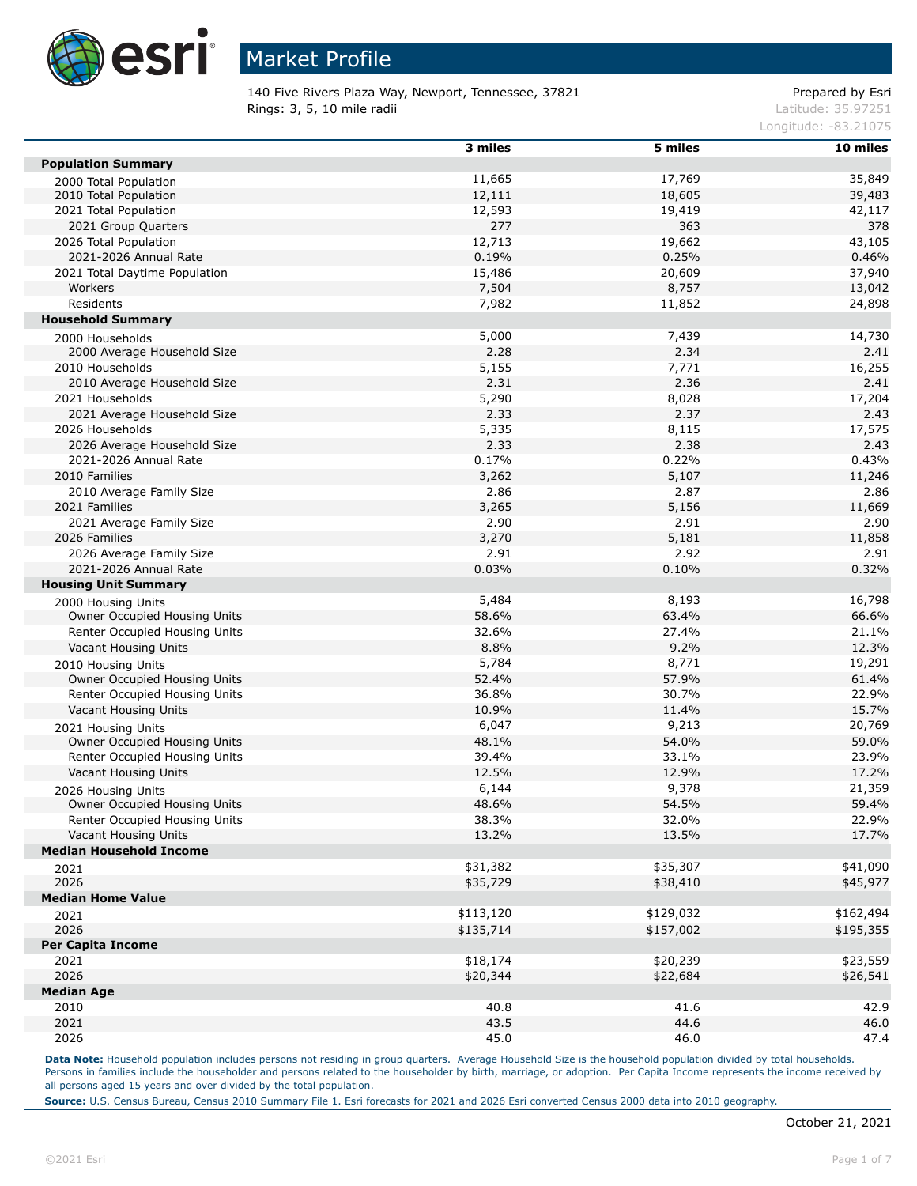# Market Profile

140 Five Rivers Plaza Way, Newport, Tennessee, 37821
Rings: 3, 5, 10 mile radii

Prepared by Esri
Latitude: 35.97251
Longitude: -83.21075

| | 3 miles | 5 miles | 10 miles |
|---|---|---|---|
| **Population Summary** | | | |
| 2000 Total Population | 11,665 | 17,769 | 35,849 |
| 2010 Total Population | 12,111 | 18,605 | 39,483 |
| 2021 Total Population | 12,593 | 19,419 | 42,117 |
| 2021 Group Quarters | 277 | 363 | 378 |
| 2026 Total Population | 12,713 | 19,662 | 43,105 |
| 2021-2026 Annual Rate | 0.19% | 0.25% | 0.46% |
| 2021 Total Daytime Population | 15,486 | 20,609 | 37,940 |
| Workers | 7,504 | 8,757 | 13,042 |
| Residents | 7,982 | 11,852 | 24,898 |
| **Household Summary** | | | |
| 2000 Households | 5,000 | 7,439 | 14,730 |
| 2000 Average Household Size | 2.28 | 2.34 | 2.41 |
| 2010 Households | 5,155 | 7,771 | 16,255 |
| 2010 Average Household Size | 2.31 | 2.36 | 2.41 |
| 2021 Households | 5,290 | 8,028 | 17,204 |
| 2021 Average Household Size | 2.33 | 2.37 | 2.43 |
| 2026 Households | 5,335 | 8,115 | 17,575 |
| 2026 Average Household Size | 2.33 | 2.38 | 2.43 |
| 2021-2026 Annual Rate | 0.17% | 0.22% | 0.43% |
| 2010 Families | 3,262 | 5,107 | 11,246 |
| 2010 Average Family Size | 2.86 | 2.87 | 2.86 |
| 2021 Families | 3,265 | 5,156 | 11,669 |
| 2021 Average Family Size | 2.90 | 2.91 | 2.90 |
| 2026 Families | 3,270 | 5,181 | 11,858 |
| 2026 Average Family Size | 2.91 | 2.92 | 2.91 |
| 2021-2026 Annual Rate | 0.03% | 0.10% | 0.32% |
| **Housing Unit Summary** | | | |
| 2000 Housing Units | 5,484 | 8,193 | 16,798 |
| Owner Occupied Housing Units | 58.6% | 63.4% | 66.6% |
| Renter Occupied Housing Units | 32.6% | 27.4% | 21.1% |
| Vacant Housing Units | 8.8% | 9.2% | 12.3% |
| 2010 Housing Units | 5,784 | 8,771 | 19,291 |
| Owner Occupied Housing Units | 52.4% | 57.9% | 61.4% |
| Renter Occupied Housing Units | 36.8% | 30.7% | 22.9% |
| Vacant Housing Units | 10.9% | 11.4% | 15.7% |
| 2021 Housing Units | 6,047 | 9,213 | 20,769 |
| Owner Occupied Housing Units | 48.1% | 54.0% | 59.0% |
| Renter Occupied Housing Units | 39.4% | 33.1% | 23.9% |
| Vacant Housing Units | 12.5% | 12.9% | 17.2% |
| 2026 Housing Units | 6,144 | 9,378 | 21,359 |
| Owner Occupied Housing Units | 48.6% | 54.5% | 59.4% |
| Renter Occupied Housing Units | 38.3% | 32.0% | 22.9% |
| Vacant Housing Units | 13.2% | 13.5% | 17.7% |
| **Median Household Income** | | | |
| 2021 | $31,382 | $35,307 | $41,090 |
| 2026 | $35,729 | $38,410 | $45,977 |
| **Median Home Value** | | | |
| 2021 | $113,120 | $129,032 | $162,494 |
| 2026 | $135,714 | $157,002 | $195,355 |
| **Per Capita Income** | | | |
| 2021 | $18,174 | $20,239 | $23,559 |
| 2026 | $20,344 | $22,684 | $26,541 |
| **Median Age** | | | |
| 2010 | 40.8 | 41.6 | 42.9 |
| 2021 | 43.5 | 44.6 | 46.0 |
| 2026 | 45.0 | 46.0 | 47.4 |

**Data Note:** Household population includes persons not residing in group quarters. Average Household Size is the household population divided by total households. Persons in families include the householder and persons related to the householder by birth, marriage, or adoption. Per Capita Income represents the income received by all persons aged 15 years and over divided by the total population.

**Source:** U.S. Census Bureau, Census 2010 Summary File 1. Esri forecasts for 2021 and 2026 Esri converted Census 2000 data into 2010 geography.

October 21, 2021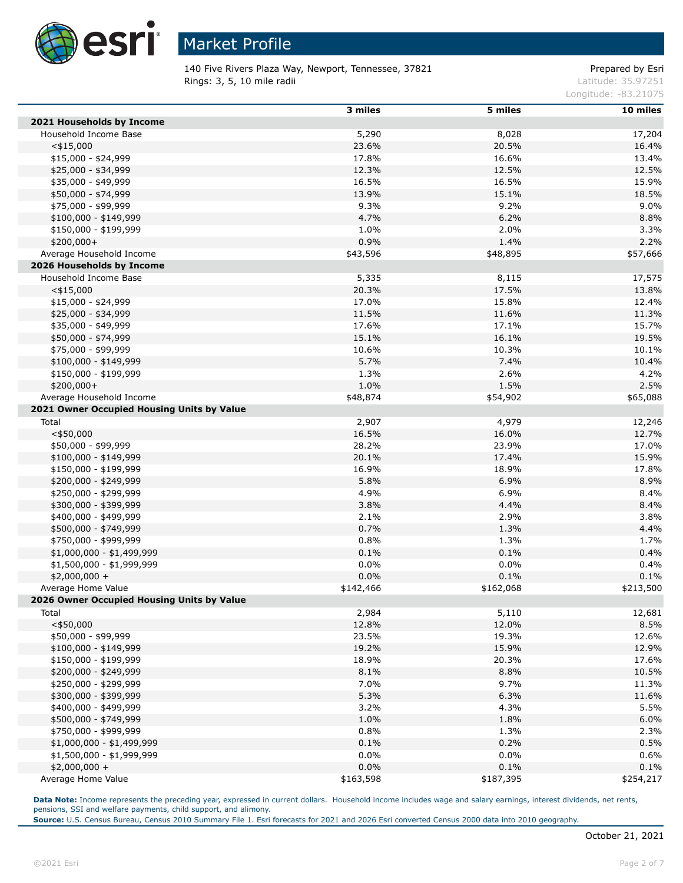# Market Profile

140 Five Rivers Plaza Way, Newport, Tennessee, 37821
Rings: 3, 5, 10 mile radii

Prepared by Esri
Latitude: 35.97251
Longitude: -83.21075

| | 3 miles | 5 miles | 10 miles |
|---|---|---|---|
| **2021 Households by Income** | | | |
| Household Income Base | 5,290 | 8,028 | 17,204 |
| <$15,000 | 23.6% | 20.5% | 16.4% |
| $15,000 - $24,999 | 17.8% | 16.6% | 13.4% |
| $25,000 - $34,999 | 12.3% | 12.5% | 12.5% |
| $35,000 - $49,999 | 16.5% | 16.5% | 15.9% |
| $50,000 - $74,999 | 13.9% | 15.1% | 18.5% |
| $75,000 - $99,999 | 9.3% | 9.2% | 9.0% |
| $100,000 - $149,999 | 4.7% | 6.2% | 8.8% |
| $150,000 - $199,999 | 1.0% | 2.0% | 3.3% |
| $200,000+ | 0.9% | 1.4% | 2.2% |
| Average Household Income | $43,596 | $48,895 | $57,666 |
| **2026 Households by Income** | | | |
| Household Income Base | 5,335 | 8,115 | 17,575 |
| <$15,000 | 20.3% | 17.5% | 13.8% |
| $15,000 - $24,999 | 17.0% | 15.8% | 12.4% |
| $25,000 - $34,999 | 11.5% | 11.6% | 11.3% |
| $35,000 - $49,999 | 17.6% | 17.1% | 15.7% |
| $50,000 - $74,999 | 15.1% | 16.1% | 19.5% |
| $75,000 - $99,999 | 10.6% | 10.3% | 10.1% |
| $100,000 - $149,999 | 5.7% | 7.4% | 10.4% |
| $150,000 - $199,999 | 1.3% | 2.6% | 4.2% |
| $200,000+ | 1.0% | 1.5% | 2.5% |
| Average Household Income | $48,874 | $54,902 | $65,088 |
| **2021 Owner Occupied Housing Units by Value** | | | |
| Total | 2,907 | 4,979 | 12,246 |
| <$50,000 | 16.5% | 16.0% | 12.7% |
| $50,000 - $99,999 | 28.2% | 23.9% | 17.0% |
| $100,000 - $149,999 | 20.1% | 17.4% | 15.9% |
| $150,000 - $199,999 | 16.9% | 18.9% | 17.8% |
| $200,000 - $249,999 | 5.8% | 6.9% | 8.9% |
| $250,000 - $299,999 | 4.9% | 6.9% | 8.4% |
| $300,000 - $399,999 | 3.8% | 4.4% | 8.4% |
| $400,000 - $499,999 | 2.1% | 2.9% | 3.8% |
| $500,000 - $749,999 | 0.7% | 1.3% | 4.4% |
| $750,000 - $999,999 | 0.8% | 1.3% | 1.7% |
| $1,000,000 - $1,499,999 | 0.1% | 0.1% | 0.4% |
| $1,500,000 - $1,999,999 | 0.0% | 0.0% | 0.4% |
| $2,000,000 + | 0.0% | 0.1% | 0.1% |
| Average Home Value | $142,466 | $162,068 | $213,500 |
| **2026 Owner Occupied Housing Units by Value** | | | |
| Total | 2,984 | 5,110 | 12,681 |
| <$50,000 | 12.8% | 12.0% | 8.5% |
| $50,000 - $99,999 | 23.5% | 19.3% | 12.6% |
| $100,000 - $149,999 | 19.2% | 15.9% | 12.9% |
| $150,000 - $199,999 | 18.9% | 20.3% | 17.6% |
| $200,000 - $249,999 | 8.1% | 8.8% | 10.5% |
| $250,000 - $299,999 | 7.0% | 9.7% | 11.3% |
| $300,000 - $399,999 | 5.3% | 6.3% | 11.6% |
| $400,000 - $499,999 | 3.2% | 4.3% | 5.5% |
| $500,000 - $749,999 | 1.0% | 1.8% | 6.0% |
| $750,000 - $999,999 | 0.8% | 1.3% | 2.3% |
| $1,000,000 - $1,499,999 | 0.1% | 0.2% | 0.5% |
| $1,500,000 - $1,999,999 | 0.0% | 0.0% | 0.6% |
| $2,000,000 + | 0.0% | 0.1% | 0.1% |
| Average Home Value | $163,598 | $187,395 | $254,217 |

**Data Note:** Income represents the preceding year, expressed in current dollars. Household income includes wage and salary earnings, interest dividends, net rents, pensions, SSI and welfare payments, child support, and alimony.
**Source:** U.S. Census Bureau, Census 2010 Summary File 1. Esri forecasts for 2021 and 2026 Esri converted Census 2000 data into 2010 geography.

October 21, 2021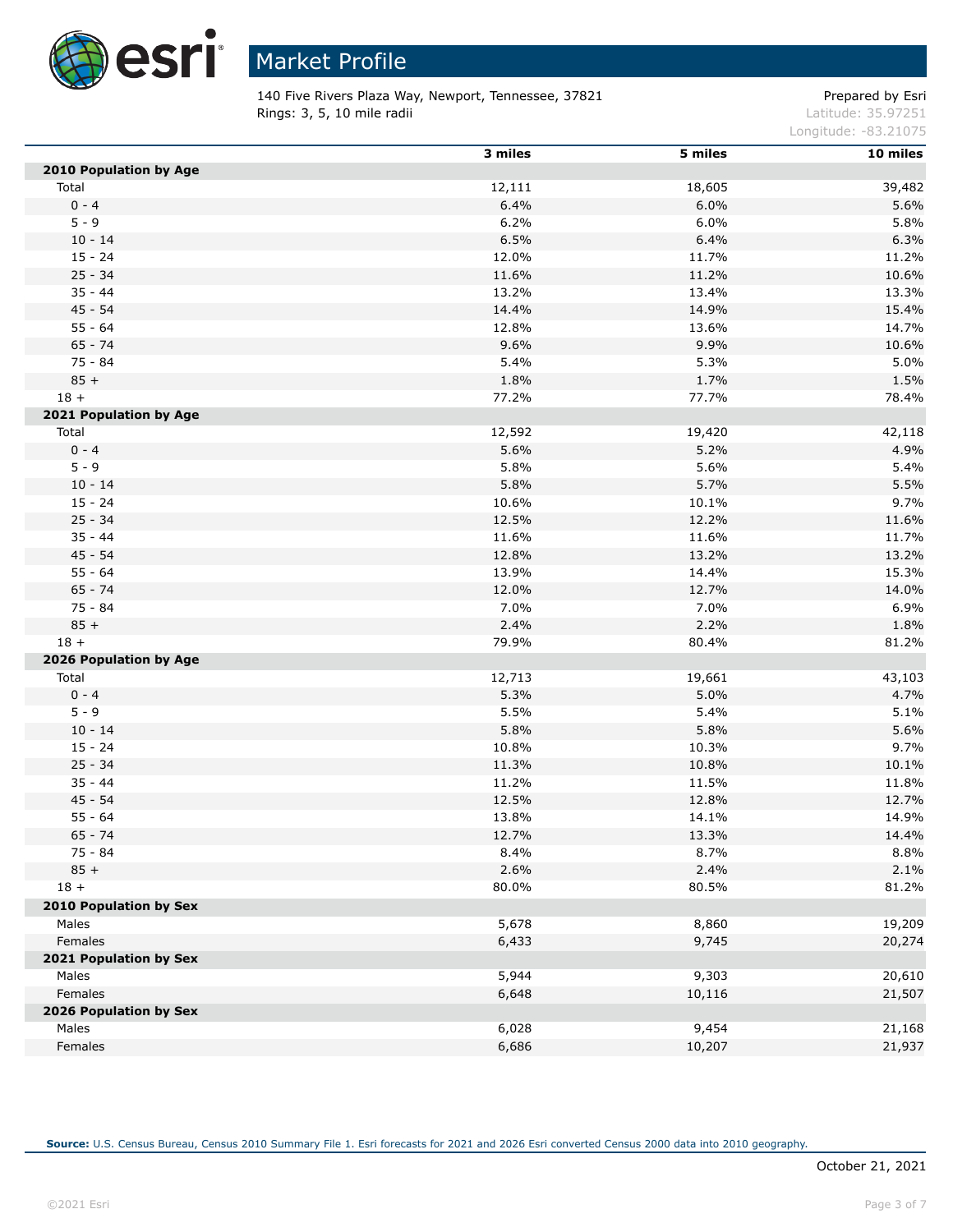# Market Profile

140 Five Rivers Plaza Way, Newport, Tennessee, 37821
Rings: 3, 5, 10 mile radii

Prepared by Esri
Latitude: 35.97251
Longitude: -83.21075

| | 3 miles | 5 miles | 10 miles |
|---|---|---|---|
| **2010 Population by Age** | | | |
| Total | 12,111 | 18,605 | 39,482 |
| 0 - 4 | 6.4% | 6.0% | 5.6% |
| 5 - 9 | 6.2% | 6.0% | 5.8% |
| 10 - 14 | 6.5% | 6.4% | 6.3% |
| 15 - 24 | 12.0% | 11.7% | 11.2% |
| 25 - 34 | 11.6% | 11.2% | 10.6% |
| 35 - 44 | 13.2% | 13.4% | 13.3% |
| 45 - 54 | 14.4% | 14.9% | 15.4% |
| 55 - 64 | 12.8% | 13.6% | 14.7% |
| 65 - 74 | 9.6% | 9.9% | 10.6% |
| 75 - 84 | 5.4% | 5.3% | 5.0% |
| 85 + | 1.8% | 1.7% | 1.5% |
| 18 + | 77.2% | 77.7% | 78.4% |
| **2021 Population by Age** | | | |
| Total | 12,592 | 19,420 | 42,118 |
| 0 - 4 | 5.6% | 5.2% | 4.9% |
| 5 - 9 | 5.8% | 5.6% | 5.4% |
| 10 - 14 | 5.8% | 5.7% | 5.5% |
| 15 - 24 | 10.6% | 10.1% | 9.7% |
| 25 - 34 | 12.5% | 12.2% | 11.6% |
| 35 - 44 | 11.6% | 11.6% | 11.7% |
| 45 - 54 | 12.8% | 13.2% | 13.2% |
| 55 - 64 | 13.9% | 14.4% | 15.3% |
| 65 - 74 | 12.0% | 12.7% | 14.0% |
| 75 - 84 | 7.0% | 7.0% | 6.9% |
| 85 + | 2.4% | 2.2% | 1.8% |
| 18 + | 79.9% | 80.4% | 81.2% |
| **2026 Population by Age** | | | |
| Total | 12,713 | 19,661 | 43,103 |
| 0 - 4 | 5.3% | 5.0% | 4.7% |
| 5 - 9 | 5.5% | 5.4% | 5.1% |
| 10 - 14 | 5.8% | 5.8% | 5.6% |
| 15 - 24 | 10.8% | 10.3% | 9.7% |
| 25 - 34 | 11.3% | 10.8% | 10.1% |
| 35 - 44 | 11.2% | 11.5% | 11.8% |
| 45 - 54 | 12.5% | 12.8% | 12.7% |
| 55 - 64 | 13.8% | 14.1% | 14.9% |
| 65 - 74 | 12.7% | 13.3% | 14.4% |
| 75 - 84 | 8.4% | 8.7% | 8.8% |
| 85 + | 2.6% | 2.4% | 2.1% |
| 18 + | 80.0% | 80.5% | 81.2% |
| **2010 Population by Sex** | | | |
| Males | 5,678 | 8,860 | 19,209 |
| Females | 6,433 | 9,745 | 20,274 |
| **2021 Population by Sex** | | | |
| Males | 5,944 | 9,303 | 20,610 |
| Females | 6,648 | 10,116 | 21,507 |
| **2026 Population by Sex** | | | |
| Males | 6,028 | 9,454 | 21,168 |
| Females | 6,686 | 10,207 | 21,937 |

**Source:** U.S. Census Bureau, Census 2010 Summary File 1. Esri forecasts for 2021 and 2026 Esri converted Census 2000 data into 2010 geography.

October 21, 2021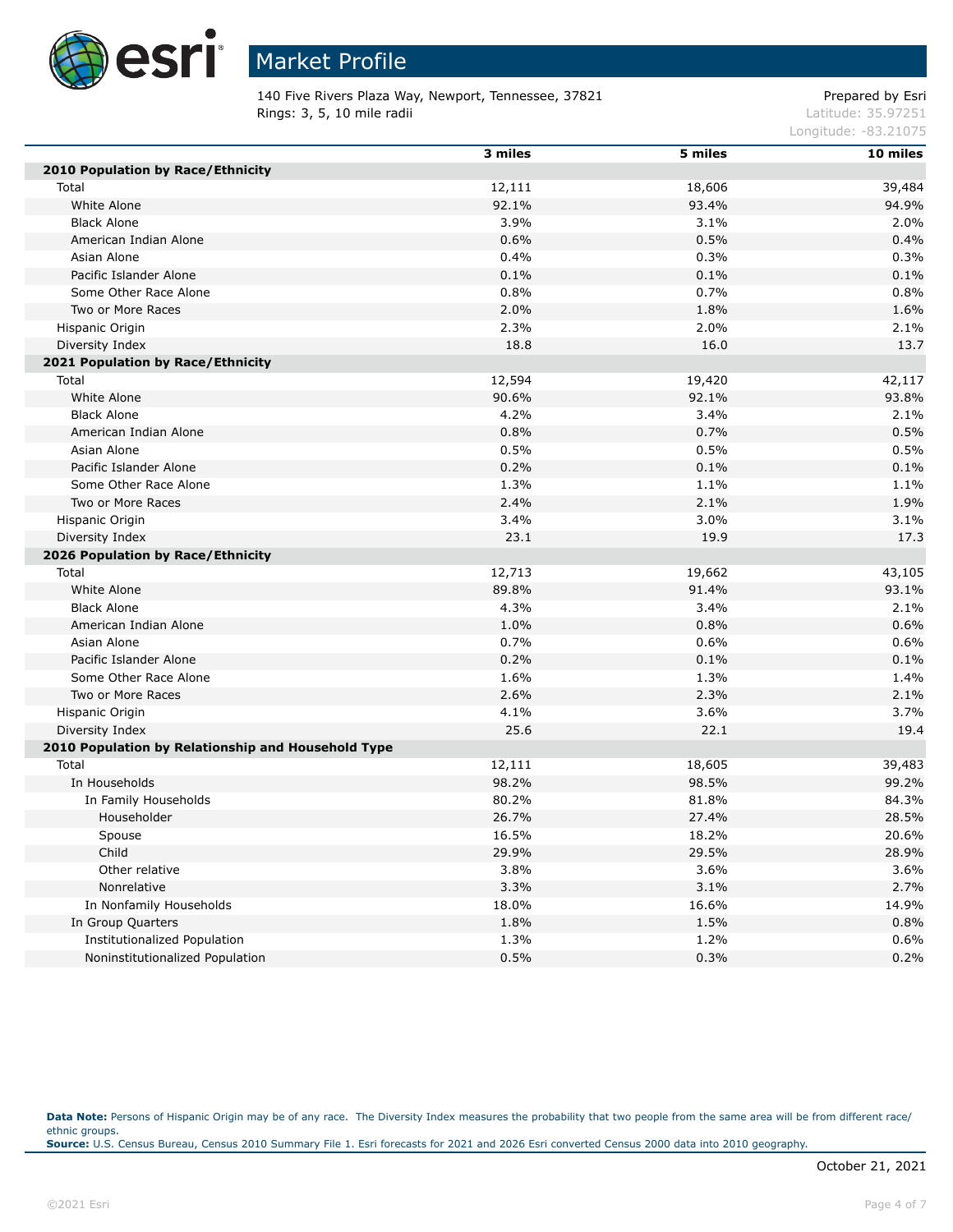# Market Profile

140 Five Rivers Plaza Way, Newport, Tennessee, 37821
Rings: 3, 5, 10 mile radii

Prepared by Esri
Latitude: 35.97251
Longitude: -83.21075

| | 3 miles | 5 miles | 10 miles |
|---|---|---|---|
| **2010 Population by Race/Ethnicity** | | | |
| Total | 12,111 | 18,606 | 39,484 |
| White Alone | 92.1% | 93.4% | 94.9% |
| Black Alone | 3.9% | 3.1% | 2.0% |
| American Indian Alone | 0.6% | 0.5% | 0.4% |
| Asian Alone | 0.4% | 0.3% | 0.3% |
| Pacific Islander Alone | 0.1% | 0.1% | 0.1% |
| Some Other Race Alone | 0.8% | 0.7% | 0.8% |
| Two or More Races | 2.0% | 1.8% | 1.6% |
| Hispanic Origin | 2.3% | 2.0% | 2.1% |
| Diversity Index | 18.8 | 16.0 | 13.7 |
| **2021 Population by Race/Ethnicity** | | | |
| Total | 12,594 | 19,420 | 42,117 |
| White Alone | 90.6% | 92.1% | 93.8% |
| Black Alone | 4.2% | 3.4% | 2.1% |
| American Indian Alone | 0.8% | 0.7% | 0.5% |
| Asian Alone | 0.5% | 0.5% | 0.5% |
| Pacific Islander Alone | 0.2% | 0.1% | 0.1% |
| Some Other Race Alone | 1.3% | 1.1% | 1.1% |
| Two or More Races | 2.4% | 2.1% | 1.9% |
| Hispanic Origin | 3.4% | 3.0% | 3.1% |
| Diversity Index | 23.1 | 19.9 | 17.3 |
| **2026 Population by Race/Ethnicity** | | | |
| Total | 12,713 | 19,662 | 43,105 |
| White Alone | 89.8% | 91.4% | 93.1% |
| Black Alone | 4.3% | 3.4% | 2.1% |
| American Indian Alone | 1.0% | 0.8% | 0.6% |
| Asian Alone | 0.7% | 0.6% | 0.6% |
| Pacific Islander Alone | 0.2% | 0.1% | 0.1% |
| Some Other Race Alone | 1.6% | 1.3% | 1.4% |
| Two or More Races | 2.6% | 2.3% | 2.1% |
| Hispanic Origin | 4.1% | 3.6% | 3.7% |
| Diversity Index | 25.6 | 22.1 | 19.4 |
| **2010 Population by Relationship and Household Type** | | | |
| Total | 12,111 | 18,605 | 39,483 |
| In Households | 98.2% | 98.5% | 99.2% |
| In Family Households | 80.2% | 81.8% | 84.3% |
| Householder | 26.7% | 27.4% | 28.5% |
| Spouse | 16.5% | 18.2% | 20.6% |
| Child | 29.9% | 29.5% | 28.9% |
| Other relative | 3.8% | 3.6% | 3.6% |
| Nonrelative | 3.3% | 3.1% | 2.7% |
| In Nonfamily Households | 18.0% | 16.6% | 14.9% |
| In Group Quarters | 1.8% | 1.5% | 0.8% |
| Institutionalized Population | 1.3% | 1.2% | 0.6% |
| Noninstitutionalized Population | 0.5% | 0.3% | 0.2% |

**Data Note:** Persons of Hispanic Origin may be of any race. The Diversity Index measures the probability that two people from the same area will be from different race/ethnic groups.
**Source:** U.S. Census Bureau, Census 2010 Summary File 1. Esri forecasts for 2021 and 2026 Esri converted Census 2000 data into 2010 geography.

October 21, 2021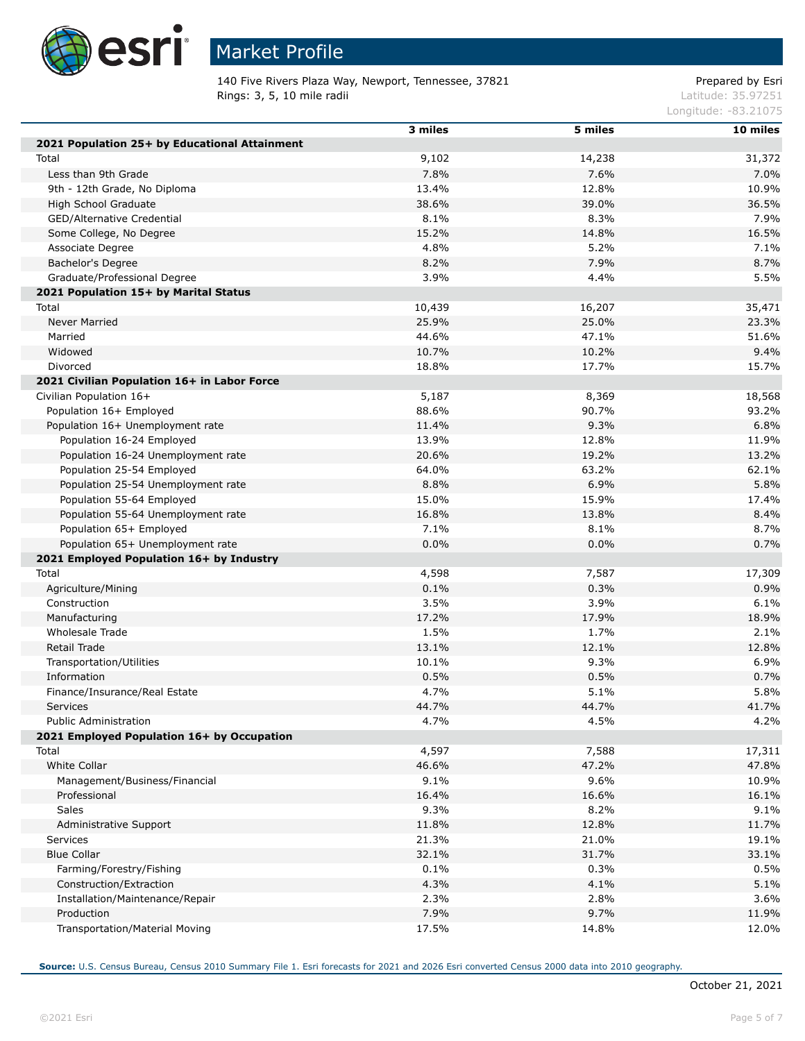# Market Profile

140 Five Rivers Plaza Way, Newport, Tennessee, 37821
Rings: 3, 5, 10 mile radii

Prepared by Esri
Latitude: 35.97251
Longitude: -83.21075

| | 3 miles | 5 miles | 10 miles |
|---|---|---|---|
| **2021 Population 25+ by Educational Attainment** | | | |
| Total | 9,102 | 14,238 | 31,372 |
| Less than 9th Grade | 7.8% | 7.6% | 7.0% |
| 9th - 12th Grade, No Diploma | 13.4% | 12.8% | 10.9% |
| High School Graduate | 38.6% | 39.0% | 36.5% |
| GED/Alternative Credential | 8.1% | 8.3% | 7.9% |
| Some College, No Degree | 15.2% | 14.8% | 16.5% |
| Associate Degree | 4.8% | 5.2% | 7.1% |
| Bachelor's Degree | 8.2% | 7.9% | 8.7% |
| Graduate/Professional Degree | 3.9% | 4.4% | 5.5% |
| **2021 Population 15+ by Marital Status** | | | |
| Total | 10,439 | 16,207 | 35,471 |
| Never Married | 25.9% | 25.0% | 23.3% |
| Married | 44.6% | 47.1% | 51.6% |
| Widowed | 10.7% | 10.2% | 9.4% |
| Divorced | 18.8% | 17.7% | 15.7% |
| **2021 Civilian Population 16+ in Labor Force** | | | |
| Civilian Population 16+ | 5,187 | 8,369 | 18,568 |
| Population 16+ Employed | 88.6% | 90.7% | 93.2% |
| Population 16+ Unemployment rate | 11.4% | 9.3% | 6.8% |
| Population 16-24 Employed | 13.9% | 12.8% | 11.9% |
| Population 16-24 Unemployment rate | 20.6% | 19.2% | 13.2% |
| Population 25-54 Employed | 64.0% | 63.2% | 62.1% |
| Population 25-54 Unemployment rate | 8.8% | 6.9% | 5.8% |
| Population 55-64 Employed | 15.0% | 15.9% | 17.4% |
| Population 55-64 Unemployment rate | 16.8% | 13.8% | 8.4% |
| Population 65+ Employed | 7.1% | 8.1% | 8.7% |
| Population 65+ Unemployment rate | 0.0% | 0.0% | 0.7% |
| **2021 Employed Population 16+ by Industry** | | | |
| Total | 4,598 | 7,587 | 17,309 |
| Agriculture/Mining | 0.1% | 0.3% | 0.9% |
| Construction | 3.5% | 3.9% | 6.1% |
| Manufacturing | 17.2% | 17.9% | 18.9% |
| Wholesale Trade | 1.5% | 1.7% | 2.1% |
| Retail Trade | 13.1% | 12.1% | 12.8% |
| Transportation/Utilities | 10.1% | 9.3% | 6.9% |
| Information | 0.5% | 0.5% | 0.7% |
| Finance/Insurance/Real Estate | 4.7% | 5.1% | 5.8% |
| Services | 44.7% | 44.7% | 41.7% |
| Public Administration | 4.7% | 4.5% | 4.2% |
| **2021 Employed Population 16+ by Occupation** | | | |
| Total | 4,597 | 7,588 | 17,311 |
| White Collar | 46.6% | 47.2% | 47.8% |
| Management/Business/Financial | 9.1% | 9.6% | 10.9% |
| Professional | 16.4% | 16.6% | 16.1% |
| Sales | 9.3% | 8.2% | 9.1% |
| Administrative Support | 11.8% | 12.8% | 11.7% |
| Services | 21.3% | 21.0% | 19.1% |
| Blue Collar | 32.1% | 31.7% | 33.1% |
| Farming/Forestry/Fishing | 0.1% | 0.3% | 0.5% |
| Construction/Extraction | 4.3% | 4.1% | 5.1% |
| Installation/Maintenance/Repair | 2.3% | 2.8% | 3.6% |
| Production | 7.9% | 9.7% | 11.9% |
| Transportation/Material Moving | 17.5% | 14.8% | 12.0% |

**Source:** U.S. Census Bureau, Census 2010 Summary File 1. Esri forecasts for 2021 and 2026 Esri converted Census 2000 data into 2010 geography.

October 21, 2021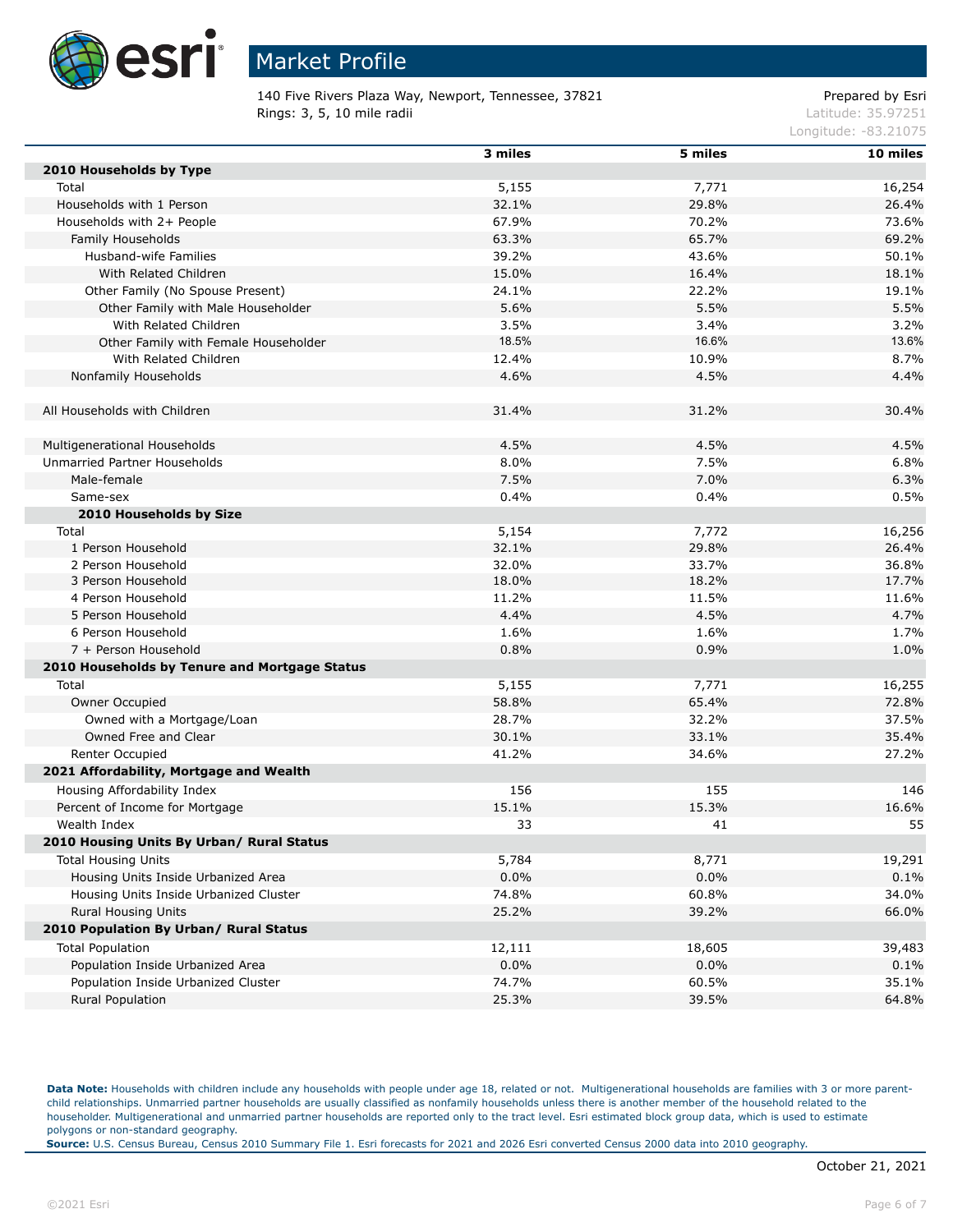# Market Profile

140 Five Rivers Plaza Way, Newport, Tennessee, 37821
Rings: 3, 5, 10 mile radii

Prepared by Esri
Latitude: 35.97251
Longitude: -83.21075

| | 3 miles | 5 miles | 10 miles |
|---|---|---|---|
| **2010 Households by Type** | | | |
| Total | 5,155 | 7,771 | 16,254 |
| Households with 1 Person | 32.1% | 29.8% | 26.4% |
| Households with 2+ People | 67.9% | 70.2% | 73.6% |
| Family Households | 63.3% | 65.7% | 69.2% |
| Husband-wife Families | 39.2% | 43.6% | 50.1% |
| With Related Children | 15.0% | 16.4% | 18.1% |
| Other Family (No Spouse Present) | 24.1% | 22.2% | 19.1% |
| Other Family with Male Householder | 5.6% | 5.5% | 5.5% |
| With Related Children | 3.5% | 3.4% | 3.2% |
| Other Family with Female Householder | 18.5% | 16.6% | 13.6% |
| With Related Children | 12.4% | 10.9% | 8.7% |
| Nonfamily Households | 4.6% | 4.5% | 4.4% |
| | | | |
| All Households with Children | 31.4% | 31.2% | 30.4% |
| | | | |
| Multigenerational Households | 4.5% | 4.5% | 4.5% |
| Unmarried Partner Households | 8.0% | 7.5% | 6.8% |
| Male-female | 7.5% | 7.0% | 6.3% |
| Same-sex | 0.4% | 0.4% | 0.5% |
| **2010 Households by Size** | | | |
| Total | 5,154 | 7,772 | 16,256 |
| 1 Person Household | 32.1% | 29.8% | 26.4% |
| 2 Person Household | 32.0% | 33.7% | 36.8% |
| 3 Person Household | 18.0% | 18.2% | 17.7% |
| 4 Person Household | 11.2% | 11.5% | 11.6% |
| 5 Person Household | 4.4% | 4.5% | 4.7% |
| 6 Person Household | 1.6% | 1.6% | 1.7% |
| 7 + Person Household | 0.8% | 0.9% | 1.0% |
| **2010 Households by Tenure and Mortgage Status** | | | |
| Total | 5,155 | 7,771 | 16,255 |
| Owner Occupied | 58.8% | 65.4% | 72.8% |
| Owned with a Mortgage/Loan | 28.7% | 32.2% | 37.5% |
| Owned Free and Clear | 30.1% | 33.1% | 35.4% |
| Renter Occupied | 41.2% | 34.6% | 27.2% |
| **2021 Affordability, Mortgage and Wealth** | | | |
| Housing Affordability Index | 156 | 155 | 146 |
| Percent of Income for Mortgage | 15.1% | 15.3% | 16.6% |
| Wealth Index | 33 | 41 | 55 |
| **2010 Housing Units By Urban/ Rural Status** | | | |
| Total Housing Units | 5,784 | 8,771 | 19,291 |
| Housing Units Inside Urbanized Area | 0.0% | 0.0% | 0.1% |
| Housing Units Inside Urbanized Cluster | 74.8% | 60.8% | 34.0% |
| Rural Housing Units | 25.2% | 39.2% | 66.0% |
| **2010 Population By Urban/ Rural Status** | | | |
| Total Population | 12,111 | 18,605 | 39,483 |
| Population Inside Urbanized Area | 0.0% | 0.0% | 0.1% |
| Population Inside Urbanized Cluster | 74.7% | 60.5% | 35.1% |
| Rural Population | 25.3% | 39.5% | 64.8% |

**Data Note:** Households with children include any households with people under age 18, related or not. Multigenerational households are families with 3 or more parent-child relationships. Unmarried partner households are usually classified as nonfamily households unless there is another member of the household related to the householder. Multigenerational and unmarried partner households are reported only to the tract level. Esri estimated block group data, which is used to estimate polygons or non-standard geography.
**Source:** U.S. Census Bureau, Census 2010 Summary File 1. Esri forecasts for 2021 and 2026 Esri converted Census 2000 data into 2010 geography.

October 21, 2021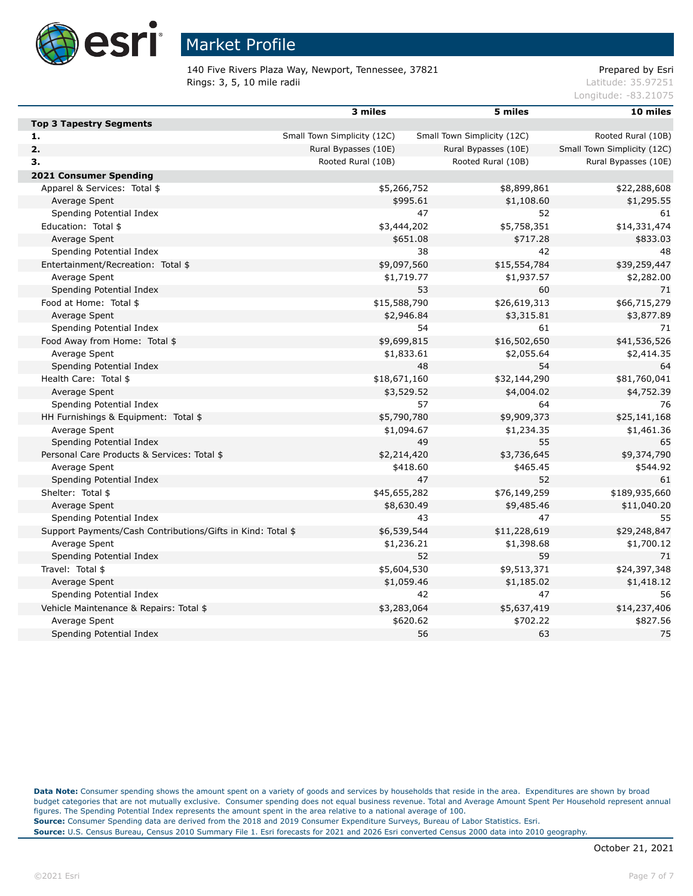# Market Profile

140 Five Rivers Plaza Way, Newport, Tennessee, 37821
Rings: 3, 5, 10 mile radii

Prepared by Esri
Latitude: 35.97251
Longitude: -83.21075

| | 3 miles | 5 miles | 10 miles |
|---|---|---|---|
| **Top 3 Tapestry Segments** | | | |
| **1.** | Small Town Simplicity (12C) | Small Town Simplicity (12C) | Rooted Rural (10B) |
| **2.** | Rural Bypasses (10E) | Rural Bypasses (10E) | Small Town Simplicity (12C) |
| **3.** | Rooted Rural (10B) | Rooted Rural (10B) | Rural Bypasses (10E) |
| **2021 Consumer Spending** | | | |
| Apparel & Services: Total $ | $5,266,752 | $8,899,861 | $22,288,608 |
| Average Spent | $995.61 | $1,108.60 | $1,295.55 |
| Spending Potential Index | 47 | 52 | 61 |
| Education: Total $ | $3,444,202 | $5,758,351 | $14,331,474 |
| Average Spent | $651.08 | $717.28 | $833.03 |
| Spending Potential Index | 38 | 42 | 48 |
| Entertainment/Recreation: Total $ | $9,097,560 | $15,554,784 | $39,259,447 |
| Average Spent | $1,719.77 | $1,937.57 | $2,282.00 |
| Spending Potential Index | 53 | 60 | 71 |
| Food at Home: Total $ | $15,588,790 | $26,619,313 | $66,715,279 |
| Average Spent | $2,946.84 | $3,315.81 | $3,877.89 |
| Spending Potential Index | 54 | 61 | 71 |
| Food Away from Home: Total $ | $9,699,815 | $16,502,650 | $41,536,526 |
| Average Spent | $1,833.61 | $2,055.64 | $2,414.35 |
| Spending Potential Index | 48 | 54 | 64 |
| Health Care: Total $ | $18,671,160 | $32,144,290 | $81,760,041 |
| Average Spent | $3,529.52 | $4,004.02 | $4,752.39 |
| Spending Potential Index | 57 | 64 | 76 |
| HH Furnishings & Equipment: Total $ | $5,790,780 | $9,909,373 | $25,141,168 |
| Average Spent | $1,094.67 | $1,234.35 | $1,461.36 |
| Spending Potential Index | 49 | 55 | 65 |
| Personal Care Products & Services: Total $ | $2,214,420 | $3,736,645 | $9,374,790 |
| Average Spent | $418.60 | $465.45 | $544.92 |
| Spending Potential Index | 47 | 52 | 61 |
| Shelter: Total $ | $45,655,282 | $76,149,259 | $189,935,660 |
| Average Spent | $8,630.49 | $9,485.46 | $11,040.20 |
| Spending Potential Index | 43 | 47 | 55 |
| Support Payments/Cash Contributions/Gifts in Kind: Total $ | $6,539,544 | $11,228,619 | $29,248,847 |
| Average Spent | $1,236.21 | $1,398.68 | $1,700.12 |
| Spending Potential Index | 52 | 59 | 71 |
| Travel: Total $ | $5,604,530 | $9,513,371 | $24,397,348 |
| Average Spent | $1,059.46 | $1,185.02 | $1,418.12 |
| Spending Potential Index | 42 | 47 | 56 |
| Vehicle Maintenance & Repairs: Total $ | $3,283,064 | $5,637,419 | $14,237,406 |
| Average Spent | $620.62 | $702.22 | $827.56 |
| Spending Potential Index | 56 | 63 | 75 |

**Data Note:** Consumer spending shows the amount spent on a variety of goods and services by households that reside in the area. Expenditures are shown by broad budget categories that are not mutually exclusive. Consumer spending does not equal business revenue. Total and Average Amount Spent Per Household represent annual figures. The Spending Potential Index represents the amount spent in the area relative to a national average of 100.
**Source:** Consumer Spending data are derived from the 2018 and 2019 Consumer Expenditure Surveys, Bureau of Labor Statistics. Esri.
**Source:** U.S. Census Bureau, Census 2010 Summary File 1. Esri forecasts for 2021 and 2026 Esri converted Census 2000 data into 2010 geography.

October 21, 2021